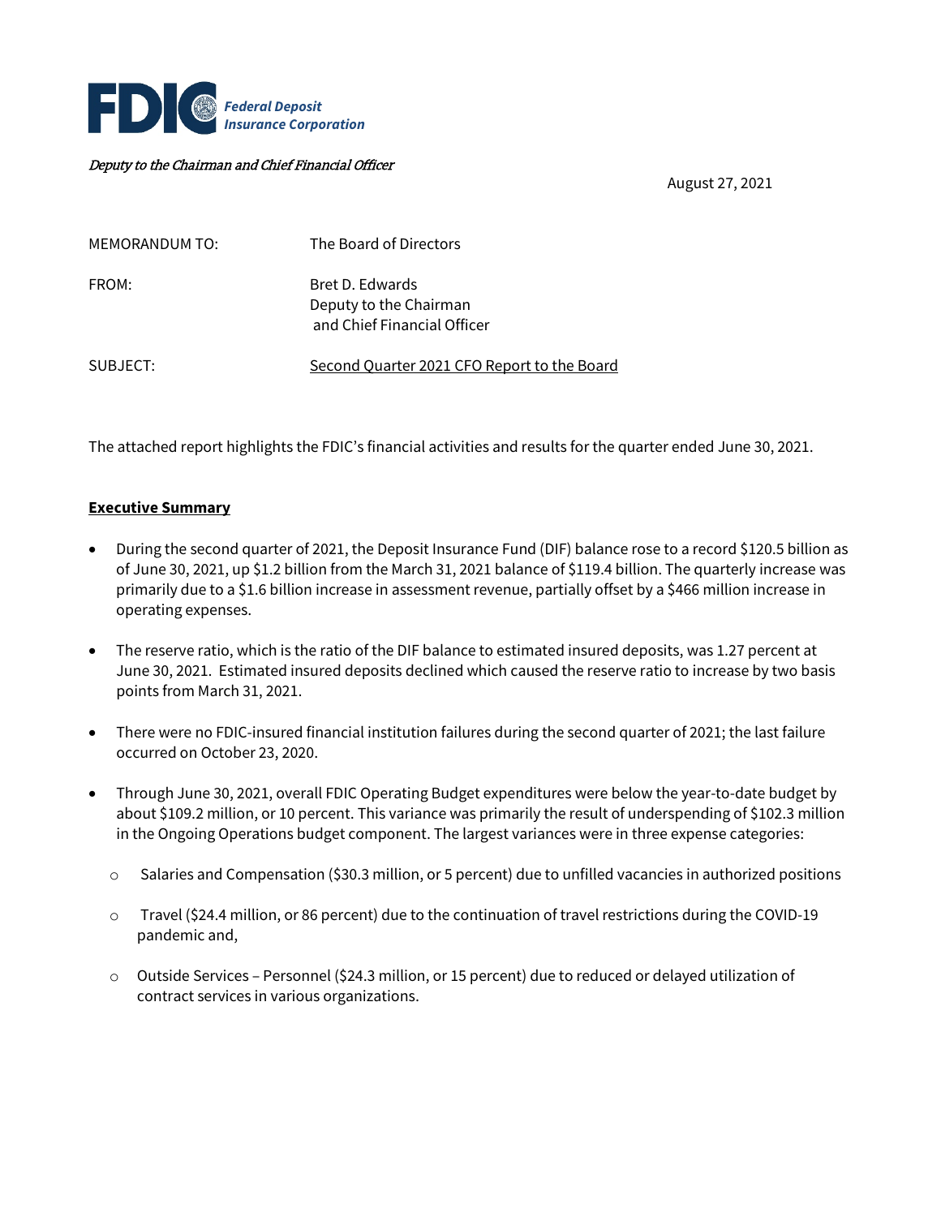**FDIC** *Federal Deposit Insurance Corporation*

*Deputy to the Chairman and Chief Financial Officer*

August 27, 2021

| | |
|---|---|
| MEMORANDUM TO: | The Board of Directors |
| FROM: | Bret D. Edwards<br>Deputy to the Chairman<br>and Chief Financial Officer |
| SUBJECT: | Second Quarter 2021 CFO Report to the Board |

The attached report highlights the FDIC's financial activities and results for the quarter ended June 30, 2021.

**Executive Summary**

- During the second quarter of 2021, the Deposit Insurance Fund (DIF) balance rose to a record $120.5 billion as of June 30, 2021, up $1.2 billion from the March 31, 2021 balance of $119.4 billion. The quarterly increase was primarily due to a $1.6 billion increase in assessment revenue, partially offset by a $466 million increase in operating expenses.
- The reserve ratio, which is the ratio of the DIF balance to estimated insured deposits, was 1.27 percent at June 30, 2021. Estimated insured deposits declined which caused the reserve ratio to increase by two basis points from March 31, 2021.
- There were no FDIC-insured financial institution failures during the second quarter of 2021; the last failure occurred on October 23, 2020.
- Through June 30, 2021, overall FDIC Operating Budget expenditures were below the year-to-date budget by about $109.2 million, or 10 percent. This variance was primarily the result of underspending of $102.3 million in the Ongoing Operations budget component. The largest variances were in three expense categories:
  - Salaries and Compensation ($30.3 million, or 5 percent) due to unfilled vacancies in authorized positions
  - Travel ($24.4 million, or 86 percent) due to the continuation of travel restrictions during the COVID-19 pandemic and,
  - Outside Services – Personnel ($24.3 million, or 15 percent) due to reduced or delayed utilization of contract services in various organizations.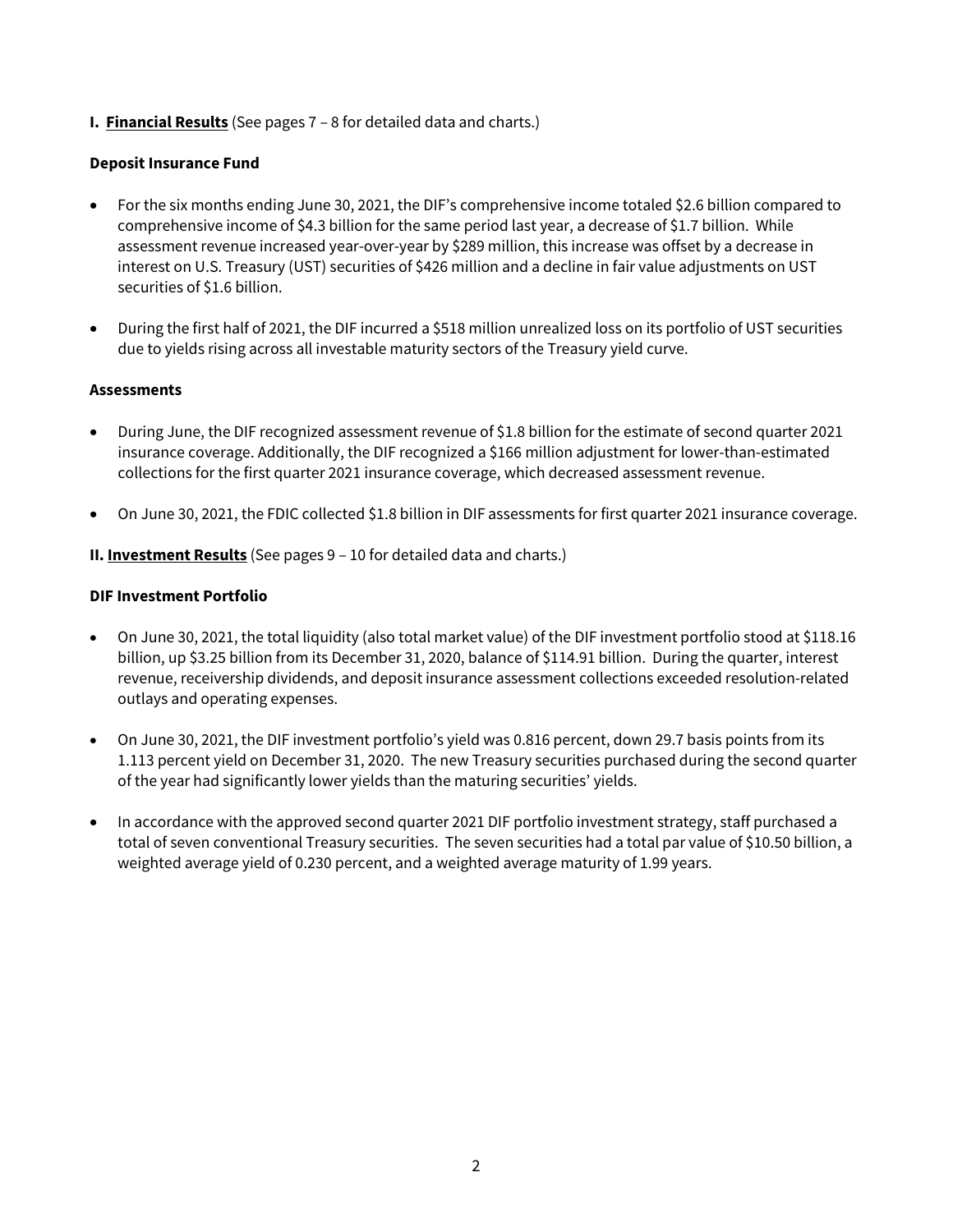**I. <u>Financial Results</u>** (See pages 7 – 8 for detailed data and charts.)

**Deposit Insurance Fund**

- For the six months ending June 30, 2021, the DIF's comprehensive income totaled $2.6 billion compared to comprehensive income of $4.3 billion for the same period last year, a decrease of $1.7 billion. While assessment revenue increased year-over-year by $289 million, this increase was offset by a decrease in interest on U.S. Treasury (UST) securities of $426 million and a decline in fair value adjustments on UST securities of $1.6 billion.

- During the first half of 2021, the DIF incurred a $518 million unrealized loss on its portfolio of UST securities due to yields rising across all investable maturity sectors of the Treasury yield curve.

**Assessments**

- During June, the DIF recognized assessment revenue of $1.8 billion for the estimate of second quarter 2021 insurance coverage. Additionally, the DIF recognized a $166 million adjustment for lower-than-estimated collections for the first quarter 2021 insurance coverage, which decreased assessment revenue.

- On June 30, 2021, the FDIC collected $1.8 billion in DIF assessments for first quarter 2021 insurance coverage.

**II. <u>Investment Results</u>** (See pages 9 – 10 for detailed data and charts.)

**DIF Investment Portfolio**

- On June 30, 2021, the total liquidity (also total market value) of the DIF investment portfolio stood at $118.16 billion, up $3.25 billion from its December 31, 2020, balance of $114.91 billion. During the quarter, interest revenue, receivership dividends, and deposit insurance assessment collections exceeded resolution-related outlays and operating expenses.

- On June 30, 2021, the DIF investment portfolio's yield was 0.816 percent, down 29.7 basis points from its 1.113 percent yield on December 31, 2020. The new Treasury securities purchased during the second quarter of the year had significantly lower yields than the maturing securities' yields.

- In accordance with the approved second quarter 2021 DIF portfolio investment strategy, staff purchased a total of seven conventional Treasury securities. The seven securities had a total par value of $10.50 billion, a weighted average yield of 0.230 percent, and a weighted average maturity of 1.99 years.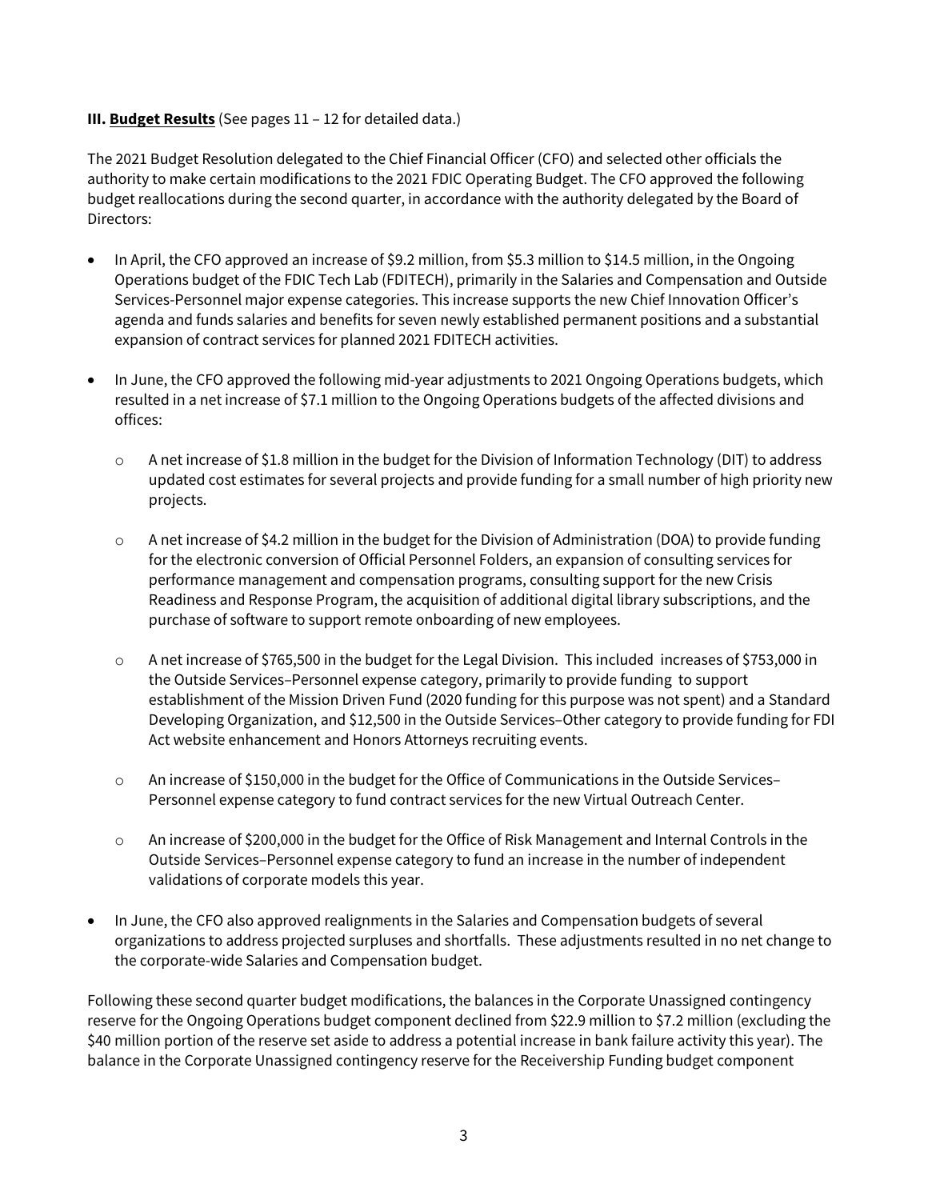**III. Budget Results** (See pages 11 – 12 for detailed data.)

The 2021 Budget Resolution delegated to the Chief Financial Officer (CFO) and selected other officials the authority to make certain modifications to the 2021 FDIC Operating Budget. The CFO approved the following budget reallocations during the second quarter, in accordance with the authority delegated by the Board of Directors:

- In April, the CFO approved an increase of $9.2 million, from $5.3 million to $14.5 million, in the Ongoing Operations budget of the FDIC Tech Lab (FDITECH), primarily in the Salaries and Compensation and Outside Services-Personnel major expense categories. This increase supports the new Chief Innovation Officer's agenda and funds salaries and benefits for seven newly established permanent positions and a substantial expansion of contract services for planned 2021 FDITECH activities.

- In June, the CFO approved the following mid-year adjustments to 2021 Ongoing Operations budgets, which resulted in a net increase of $7.1 million to the Ongoing Operations budgets of the affected divisions and offices:

  - A net increase of $1.8 million in the budget for the Division of Information Technology (DIT) to address updated cost estimates for several projects and provide funding for a small number of high priority new projects.

  - A net increase of $4.2 million in the budget for the Division of Administration (DOA) to provide funding for the electronic conversion of Official Personnel Folders, an expansion of consulting services for performance management and compensation programs, consulting support for the new Crisis Readiness and Response Program, the acquisition of additional digital library subscriptions, and the purchase of software to support remote onboarding of new employees.

  - A net increase of $765,500 in the budget for the Legal Division. This included increases of $753,000 in the Outside Services–Personnel expense category, primarily to provide funding to support establishment of the Mission Driven Fund (2020 funding for this purpose was not spent) and a Standard Developing Organization, and $12,500 in the Outside Services–Other category to provide funding for FDI Act website enhancement and Honors Attorneys recruiting events.

  - An increase of $150,000 in the budget for the Office of Communications in the Outside Services–Personnel expense category to fund contract services for the new Virtual Outreach Center.

  - An increase of $200,000 in the budget for the Office of Risk Management and Internal Controls in the Outside Services–Personnel expense category to fund an increase in the number of independent validations of corporate models this year.

- In June, the CFO also approved realignments in the Salaries and Compensation budgets of several organizations to address projected surpluses and shortfalls. These adjustments resulted in no net change to the corporate-wide Salaries and Compensation budget.

Following these second quarter budget modifications, the balances in the Corporate Unassigned contingency reserve for the Ongoing Operations budget component declined from $22.9 million to $7.2 million (excluding the $40 million portion of the reserve set aside to address a potential increase in bank failure activity this year). The balance in the Corporate Unassigned contingency reserve for the Receivership Funding budget component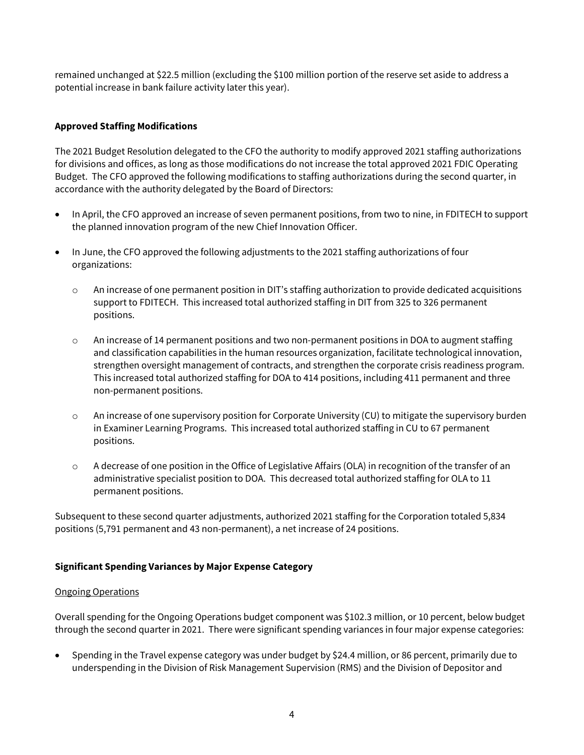remained unchanged at $22.5 million (excluding the $100 million portion of the reserve set aside to address a potential increase in bank failure activity later this year).

**Approved Staffing Modifications**

The 2021 Budget Resolution delegated to the CFO the authority to modify approved 2021 staffing authorizations for divisions and offices, as long as those modifications do not increase the total approved 2021 FDIC Operating Budget. The CFO approved the following modifications to staffing authorizations during the second quarter, in accordance with the authority delegated by the Board of Directors:

- In April, the CFO approved an increase of seven permanent positions, from two to nine, in FDITECH to support the planned innovation program of the new Chief Innovation Officer.

- In June, the CFO approved the following adjustments to the 2021 staffing authorizations of four organizations:

  - An increase of one permanent position in DIT's staffing authorization to provide dedicated acquisitions support to FDITECH. This increased total authorized staffing in DIT from 325 to 326 permanent positions.

  - An increase of 14 permanent positions and two non-permanent positions in DOA to augment staffing and classification capabilities in the human resources organization, facilitate technological innovation, strengthen oversight management of contracts, and strengthen the corporate crisis readiness program. This increased total authorized staffing for DOA to 414 positions, including 411 permanent and three non-permanent positions.

  - An increase of one supervisory position for Corporate University (CU) to mitigate the supervisory burden in Examiner Learning Programs. This increased total authorized staffing in CU to 67 permanent positions.

  - A decrease of one position in the Office of Legislative Affairs (OLA) in recognition of the transfer of an administrative specialist position to DOA. This decreased total authorized staffing for OLA to 11 permanent positions.

Subsequent to these second quarter adjustments, authorized 2021 staffing for the Corporation totaled 5,834 positions (5,791 permanent and 43 non-permanent), a net increase of 24 positions.

**Significant Spending Variances by Major Expense Category**

<u>Ongoing Operations</u>

Overall spending for the Ongoing Operations budget component was $102.3 million, or 10 percent, below budget through the second quarter in 2021. There were significant spending variances in four major expense categories:

- Spending in the Travel expense category was under budget by $24.4 million, or 86 percent, primarily due to underspending in the Division of Risk Management Supervision (RMS) and the Division of Depositor and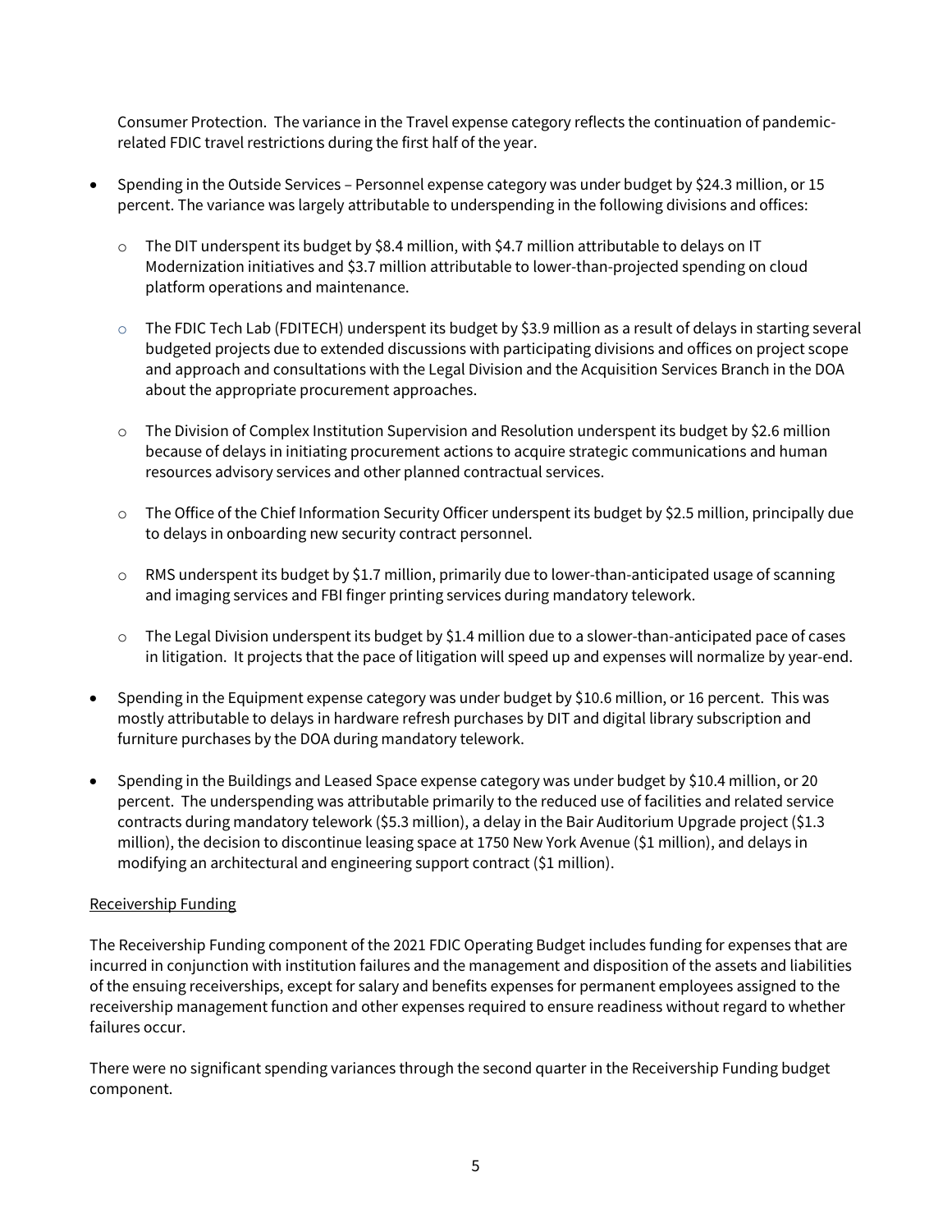Consumer Protection. The variance in the Travel expense category reflects the continuation of pandemic-related FDIC travel restrictions during the first half of the year.

- Spending in the Outside Services – Personnel expense category was under budget by $24.3 million, or 15 percent. The variance was largely attributable to underspending in the following divisions and offices:
  - The DIT underspent its budget by $8.4 million, with $4.7 million attributable to delays on IT Modernization initiatives and $3.7 million attributable to lower-than-projected spending on cloud platform operations and maintenance.
  - The FDIC Tech Lab (FDITECH) underspent its budget by $3.9 million as a result of delays in starting several budgeted projects due to extended discussions with participating divisions and offices on project scope and approach and consultations with the Legal Division and the Acquisition Services Branch in the DOA about the appropriate procurement approaches.
  - The Division of Complex Institution Supervision and Resolution underspent its budget by $2.6 million because of delays in initiating procurement actions to acquire strategic communications and human resources advisory services and other planned contractual services.
  - The Office of the Chief Information Security Officer underspent its budget by $2.5 million, principally due to delays in onboarding new security contract personnel.
  - RMS underspent its budget by $1.7 million, primarily due to lower-than-anticipated usage of scanning and imaging services and FBI finger printing services during mandatory telework.
  - The Legal Division underspent its budget by $1.4 million due to a slower-than-anticipated pace of cases in litigation. It projects that the pace of litigation will speed up and expenses will normalize by year-end.
- Spending in the Equipment expense category was under budget by $10.6 million, or 16 percent. This was mostly attributable to delays in hardware refresh purchases by DIT and digital library subscription and furniture purchases by the DOA during mandatory telework.
- Spending in the Buildings and Leased Space expense category was under budget by $10.4 million, or 20 percent. The underspending was attributable primarily to the reduced use of facilities and related service contracts during mandatory telework ($5.3 million), a delay in the Bair Auditorium Upgrade project ($1.3 million), the decision to discontinue leasing space at 1750 New York Avenue ($1 million), and delays in modifying an architectural and engineering support contract ($1 million).

<u>Receivership Funding</u>

The Receivership Funding component of the 2021 FDIC Operating Budget includes funding for expenses that are incurred in conjunction with institution failures and the management and disposition of the assets and liabilities of the ensuing receiverships, except for salary and benefits expenses for permanent employees assigned to the receivership management function and other expenses required to ensure readiness without regard to whether failures occur.

There were no significant spending variances through the second quarter in the Receivership Funding budget component.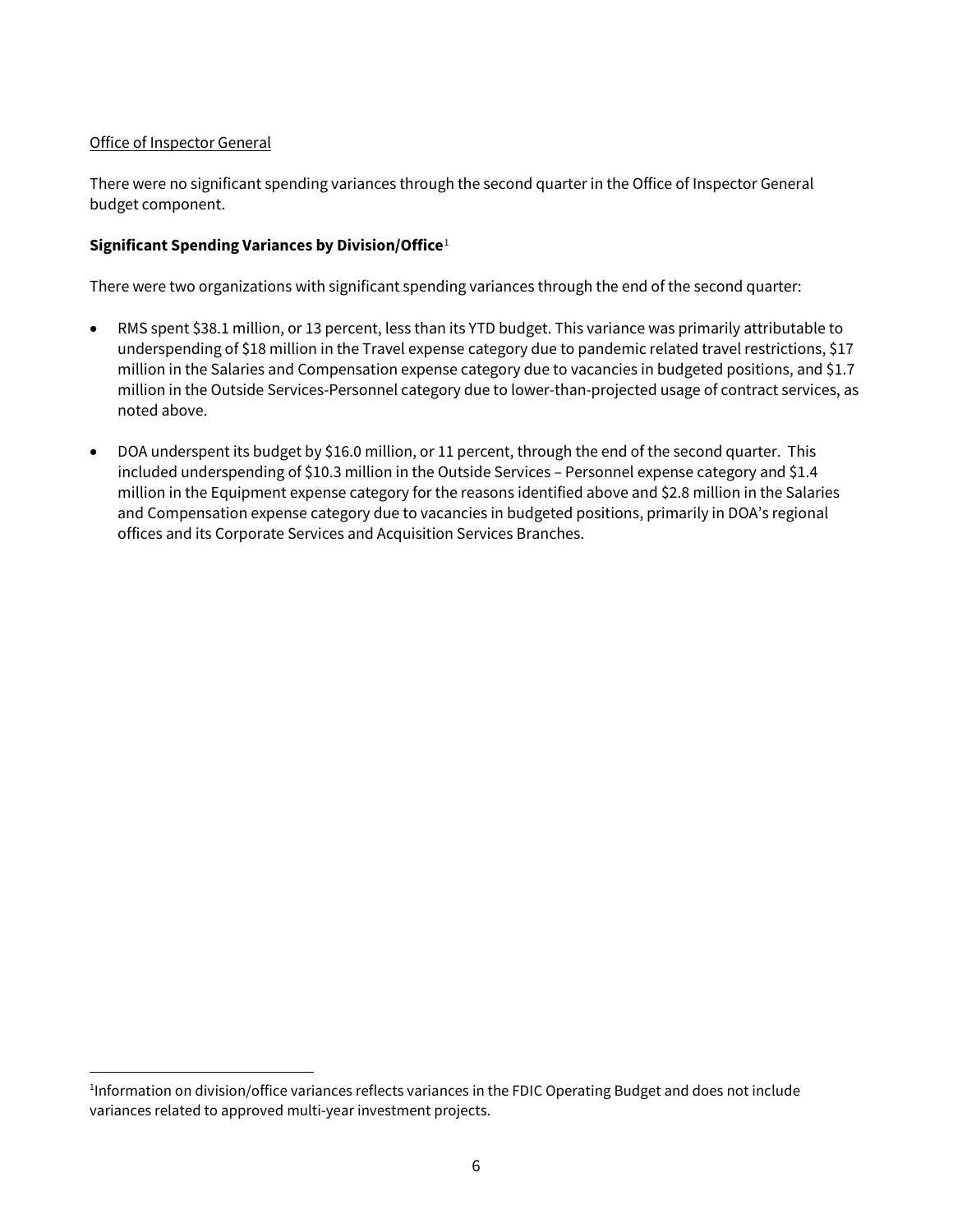Office of Inspector General

There were no significant spending variances through the second quarter in the Office of Inspector General budget component.

**Significant Spending Variances by Division/Office**[1]

There were two organizations with significant spending variances through the end of the second quarter:

- RMS spent $38.1 million, or 13 percent, less than its YTD budget. This variance was primarily attributable to underspending of $18 million in the Travel expense category due to pandemic related travel restrictions, $17 million in the Salaries and Compensation expense category due to vacancies in budgeted positions, and $1.7 million in the Outside Services-Personnel category due to lower-than-projected usage of contract services, as noted above.

- DOA underspent its budget by $16.0 million, or 11 percent, through the end of the second quarter. This included underspending of $10.3 million in the Outside Services – Personnel expense category and $1.4 million in the Equipment expense category for the reasons identified above and $2.8 million in the Salaries and Compensation expense category due to vacancies in budgeted positions, primarily in DOA's regional offices and its Corporate Services and Acquisition Services Branches.

[1]Information on division/office variances reflects variances in the FDIC Operating Budget and does not include variances related to approved multi-year investment projects.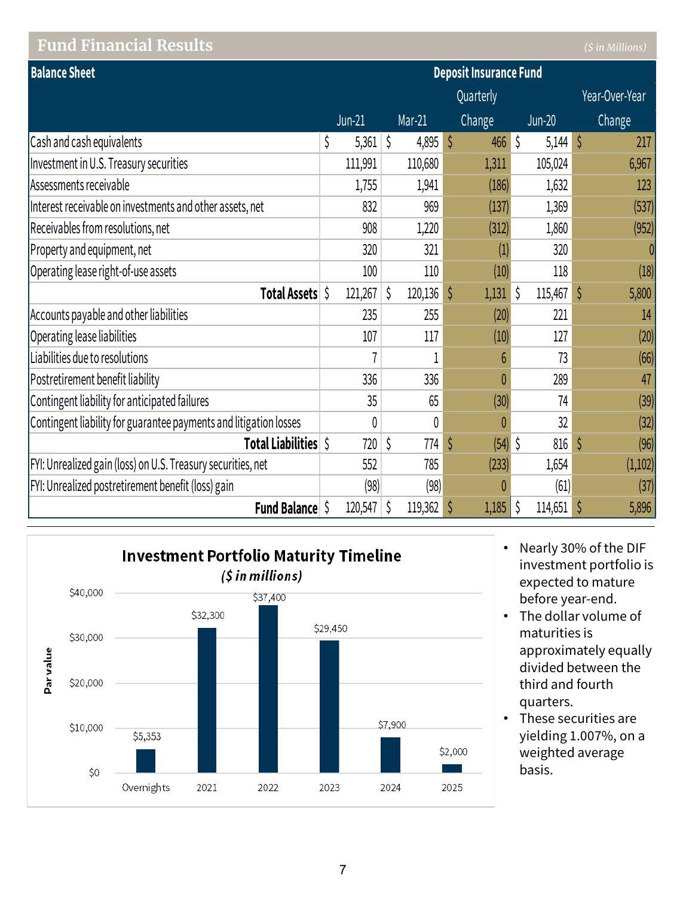## Fund Financial Results

*($ in Millions)*

| Balance Sheet | Deposit Insurance Fund | | | | |
|---|---|---|---|---|---|
| | Jun-21 | Mar-21 | Quarterly Change | Jun-20 | Year-Over-Year Change |
| Cash and cash equivalents | $ 5,361 | $ 4,895 | $ 466 | $ 5,144 | $ 217 |
| Investment in U.S. Treasury securities | 111,991 | 110,680 | 1,311 | 105,024 | 6,967 |
| Assessments receivable | 1,755 | 1,941 | (186) | 1,632 | 123 |
| Interest receivable on investments and other assets, net | 832 | 969 | (137) | 1,369 | (537) |
| Receivables from resolutions, net | 908 | 1,220 | (312) | 1,860 | (952) |
| Property and equipment, net | 320 | 321 | (1) | 320 | 0 |
| Operating lease right-of-use assets | 100 | 110 | (10) | 118 | (18) |
| **Total Assets** | $ 121,267 | $ 120,136 | $ 1,131 | $ 115,467 | $ 5,800 |
| Accounts payable and other liabilities | 235 | 255 | (20) | 221 | 14 |
| Operating lease liabilities | 107 | 117 | (10) | 127 | (20) |
| Liabilities due to resolutions | 7 | 1 | 6 | 73 | (66) |
| Postretirement benefit liability | 336 | 336 | 0 | 289 | 47 |
| Contingent liability for anticipated failures | 35 | 65 | (30) | 74 | (39) |
| Contingent liability for guarantee payments and litigation losses | 0 | 0 | 0 | 32 | (32) |
| **Total Liabilities** | $ 720 | $ 774 | $ (54) | $ 816 | $ (96) |
| FYI: Unrealized gain (loss) on U.S. Treasury securities, net | 552 | 785 | (233) | 1,654 | (1,102) |
| FYI: Unrealized postretirement benefit (loss) gain | (98) | (98) | 0 | (61) | (37) |
| **Fund Balance** | $ 120,547 | $ 119,362 | $ 1,185 | $ 114,651 | $ 5,896 |

**Investment Portfolio Maturity Timeline**

***($ in millions)***

| Maturity | Par value |
|---|---|
| Overnights | $5,353 |
| 2021 | $32,300 |
| 2022 | $37,400 |
| 2023 | $29,450 |
| 2024 | $7,900 |
| 2025 | $2,000 |

- Nearly 30% of the DIF investment portfolio is expected to mature before year-end.
- The dollar volume of maturities is approximately equally divided between the third and fourth quarters.
- These securities are yielding 1.007%, on a weighted average basis.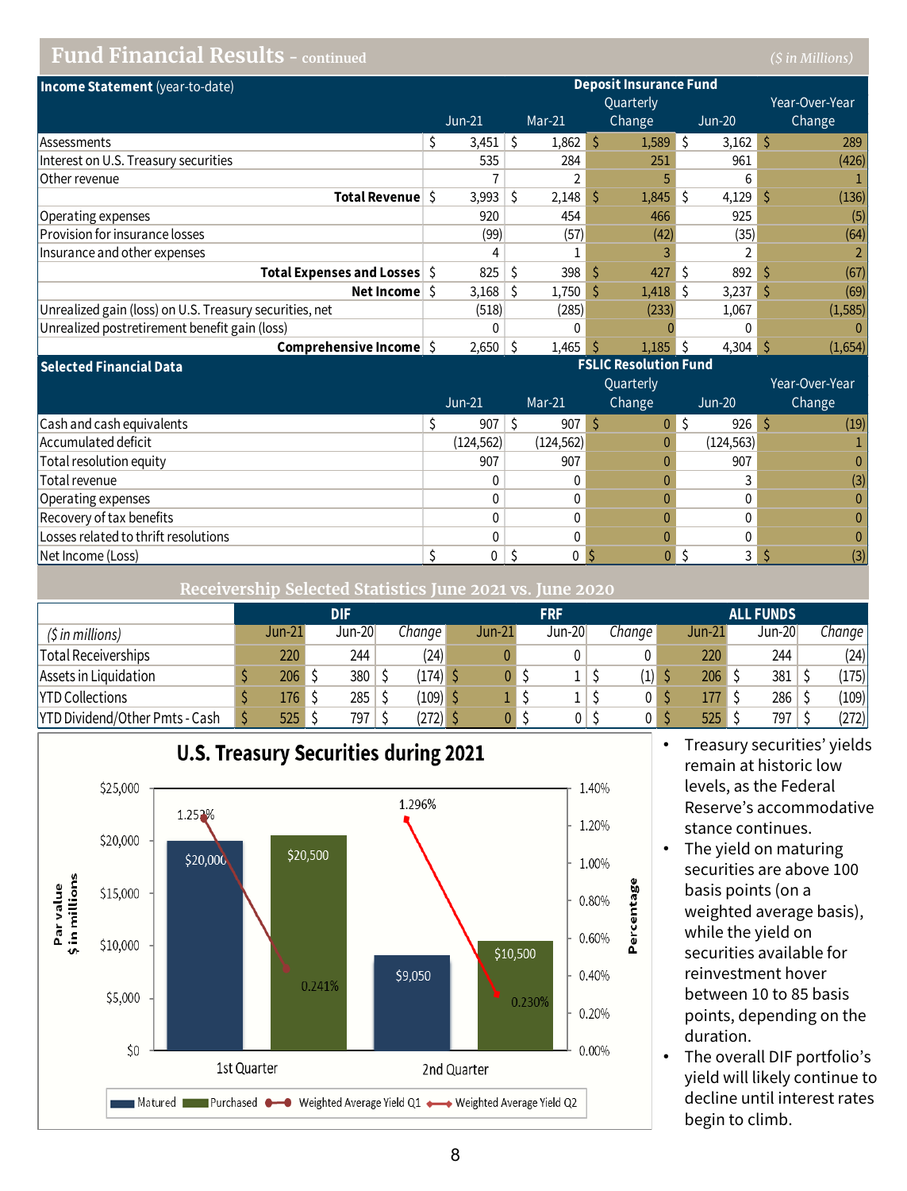## Fund Financial Results - continued

*($ in Millions)*

| Income Statement (year-to-date) | Deposit Insurance Fund | | | | |
|---|---|---|---|---|---|
| | Jun-21 | Mar-21 | Quarterly Change | Jun-20 | Year-Over-Year Change |
| Assessments | $ 3,451 | $ 1,862 | $ 1,589 | $ 3,162 | $ 289 |
| Interest on U.S. Treasury securities | 535 | 284 | 251 | 961 | (426) |
| Other revenue | 7 | 2 | 5 | 6 | 1 |
| **Total Revenue** | $ 3,993 | $ 2,148 | $ 1,845 | $ 4,129 | $ (136) |
| Operating expenses | 920 | 454 | 466 | 925 | (5) |
| Provision for insurance losses | (99) | (57) | (42) | (35) | (64) |
| Insurance and other expenses | 4 | 1 | 3 | 2 | 2 |
| **Total Expenses and Losses** | $ 825 | $ 398 | $ 427 | $ 892 | $ (67) |
| **Net Income** | $ 3,168 | $ 1,750 | $ 1,418 | $ 3,237 | $ (69) |
| Unrealized gain (loss) on U.S. Treasury securities, net | (518) | (285) | (233) | 1,067 | (1,585) |
| Unrealized postretirement benefit gain (loss) | 0 | 0 | 0 | 0 | 0 |
| **Comprehensive Income** | $ 2,650 | $ 1,465 | $ 1,185 | $ 4,304 | $ (1,654) |

| Selected Financial Data | FSLIC Resolution Fund | | | | |
|---|---|---|---|---|---|
| | Jun-21 | Mar-21 | Quarterly Change | Jun-20 | Year-Over-Year Change |
| Cash and cash equivalents | $ 907 | $ 907 | $ 0 | $ 926 | $ (19) |
| Accumulated deficit | (124,562) | (124,562) | 0 | (124,563) | 1 |
| Total resolution equity | 907 | 907 | 0 | 907 | 0 |
| Total revenue | 0 | 0 | 0 | 3 | (3) |
| Operating expenses | 0 | 0 | 0 | 0 | 0 |
| Recovery of tax benefits | 0 | 0 | 0 | 0 | 0 |
| Losses related to thrift resolutions | 0 | 0 | 0 | 0 | 0 |
| Net Income (Loss) | $ 0 | $ 0 | $ 0 | $ 3 | $ (3) |

### Receivership Selected Statistics June 2021 vs. June 2020

| | DIF | | | FRF | | | ALL FUNDS | | |
|---|---|---|---|---|---|---|---|---|---|
| *($ in millions)* | Jun-21 | Jun-20 | *Change* | Jun-21 | Jun-20 | *Change* | Jun-21 | Jun-20 | *Change* |
| Total Receiverships | 220 | 244 | (24) | 0 | 0 | 0 | 220 | 244 | (24) |
| Assets in Liquidation | $ 206 | $ 380 | $ (174) | $ 0 | $ 1 | $ (1) | $ 206 | $ 381 | $ (175) |
| YTD Collections | $ 176 | $ 285 | $ (109) | $ 1 | $ 1 | $ 0 | $ 177 | $ 286 | $ (109) |
| YTD Dividend/Other Pmts - Cash | $ 525 | $ 797 | $ (272) | $ 0 | $ 0 | $ 0 | $ 525 | $ 797 | $ (272) |

**U.S. Treasury Securities during 2021**

| | Matured (Par value $ in millions) | Purchased (Par value $ in millions) | Weighted Average Yield (Matured) | Weighted Average Yield (Purchased) |
|---|---|---|---|---|
| 1st Quarter | $20,000 | $20,500 | 1.252% | 0.241% |
| 2nd Quarter | $9,050 | $10,500 | 1.296% | 0.230% |

- Treasury securities' yields remain at historic low levels, as the Federal Reserve's accommodative stance continues.
- The yield on maturing securities are above 100 basis points (on a weighted average basis), while the yield on securities available for reinvestment hover between 10 to 85 basis points, depending on the duration.
- The overall DIF portfolio's yield will likely continue to decline until interest rates begin to climb.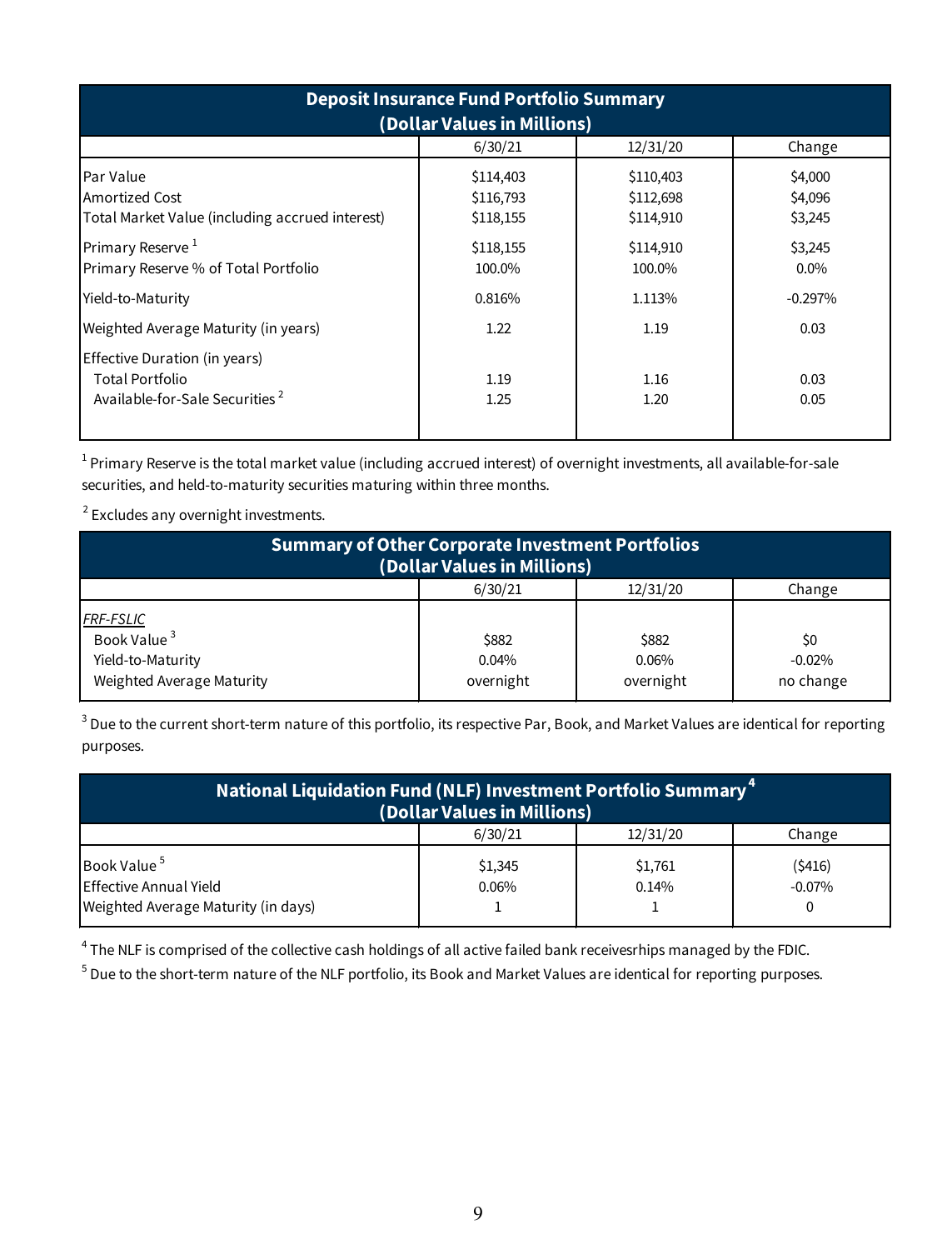| Deposit Insurance Fund Portfolio Summary (Dollar Values in Millions) | | | |
|---|---|---|---|
| | 6/30/21 | 12/31/20 | Change |
| Par Value | $114,403 | $110,403 | $4,000 |
| Amortized Cost | $116,793 | $112,698 | $4,096 |
| Total Market Value (including accrued interest) | $118,155 | $114,910 | $3,245 |
| Primary Reserve [1] | $118,155 | $114,910 | $3,245 |
| Primary Reserve % of Total Portfolio | 100.0% | 100.0% | 0.0% |
| Yield-to-Maturity | 0.816% | 1.113% | -0.297% |
| Weighted Average Maturity (in years) | 1.22 | 1.19 | 0.03 |
| Effective Duration (in years) | | | |
| Total Portfolio | 1.19 | 1.16 | 0.03 |
| Available-for-Sale Securities [2] | 1.25 | 1.20 | 0.05 |

[1] Primary Reserve is the total market value (including accrued interest) of overnight investments, all available-for-sale securities, and held-to-maturity securities maturing within three months.

[2] Excludes any overnight investments.

| Summary of Other Corporate Investment Portfolios (Dollar Values in Millions) | | | |
|---|---|---|---|
| | 6/30/21 | 12/31/20 | Change |
| *FRF-FSLIC* | | | |
| Book Value [3] | $882 | $882 | $0 |
| Yield-to-Maturity | 0.04% | 0.06% | -0.02% |
| Weighted Average Maturity | overnight | overnight | no change |

[3] Due to the current short-term nature of this portfolio, its respective Par, Book, and Market Values are identical for reporting purposes.

| National Liquidation Fund (NLF) Investment Portfolio Summary [4] (Dollar Values in Millions) | | | |
|---|---|---|---|
| | 6/30/21 | 12/31/20 | Change |
| Book Value [5] | $1,345 | $1,761 | ($416) |
| Effective Annual Yield | 0.06% | 0.14% | -0.07% |
| Weighted Average Maturity (in days) | 1 | 1 | 0 |

[4] The NLF is comprised of the collective cash holdings of all active failed bank receivesrhips managed by the FDIC.

[5] Due to the short-term nature of the NLF portfolio, its Book and Market Values are identical for reporting purposes.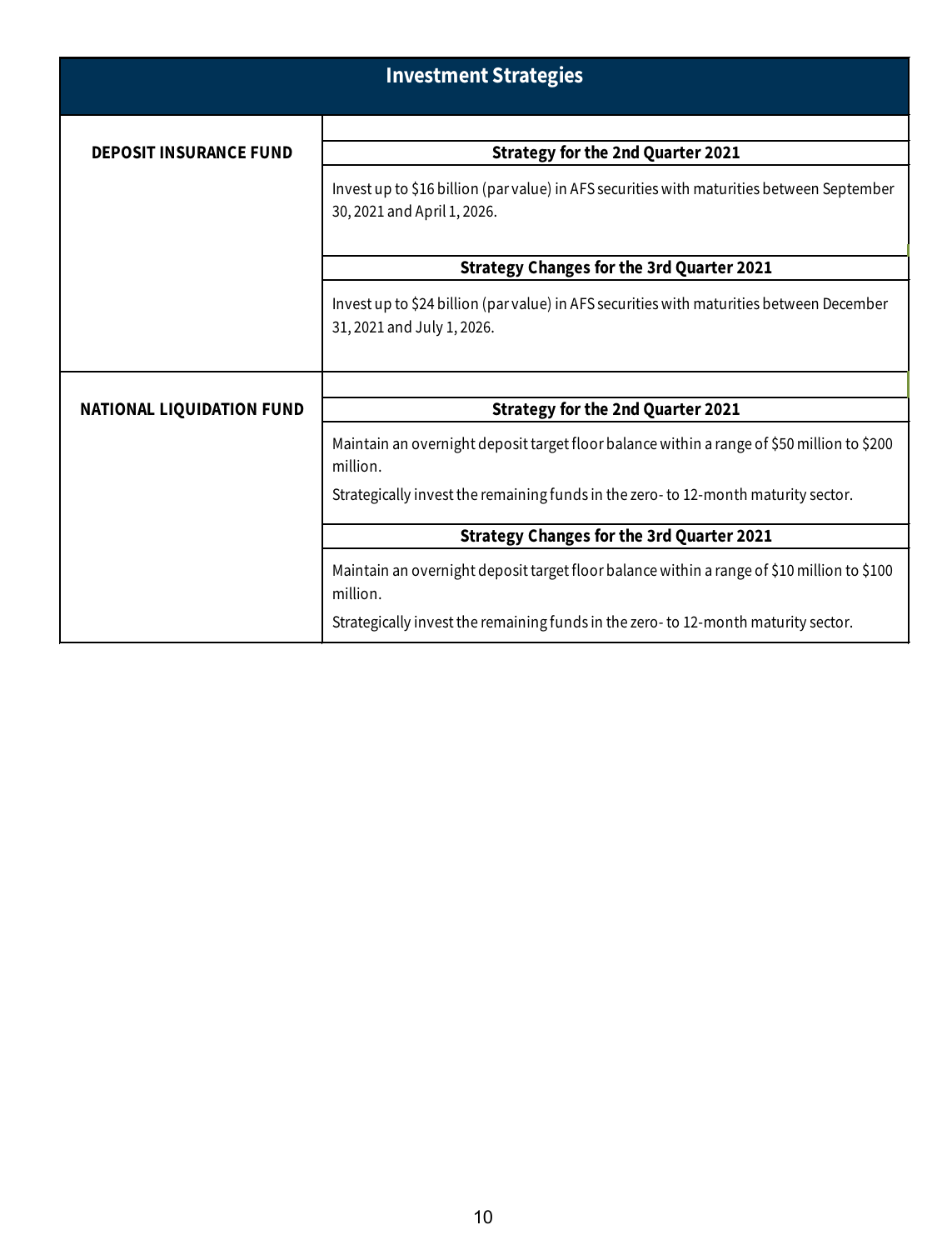## Investment Strategies

| | |
|---|---|
| **DEPOSIT INSURANCE FUND** | **Strategy for the 2nd Quarter 2021** |
| | Invest up to $16 billion (par value) in AFS securities with maturities between September 30, 2021 and April 1, 2026. |
| | **Strategy Changes for the 3rd Quarter 2021** |
| | Invest up to $24 billion (par value) in AFS securities with maturities between December 31, 2021 and July 1, 2026. |
| **NATIONAL LIQUIDATION FUND** | **Strategy for the 2nd Quarter 2021** |
| | Maintain an overnight deposit target floor balance within a range of $50 million to $200 million.<br>Strategically invest the remaining funds in the zero- to 12-month maturity sector. |
| | **Strategy Changes for the 3rd Quarter 2021** |
| | Maintain an overnight deposit target floor balance within a range of $10 million to $100 million.<br>Strategically invest the remaining funds in the zero- to 12-month maturity sector. |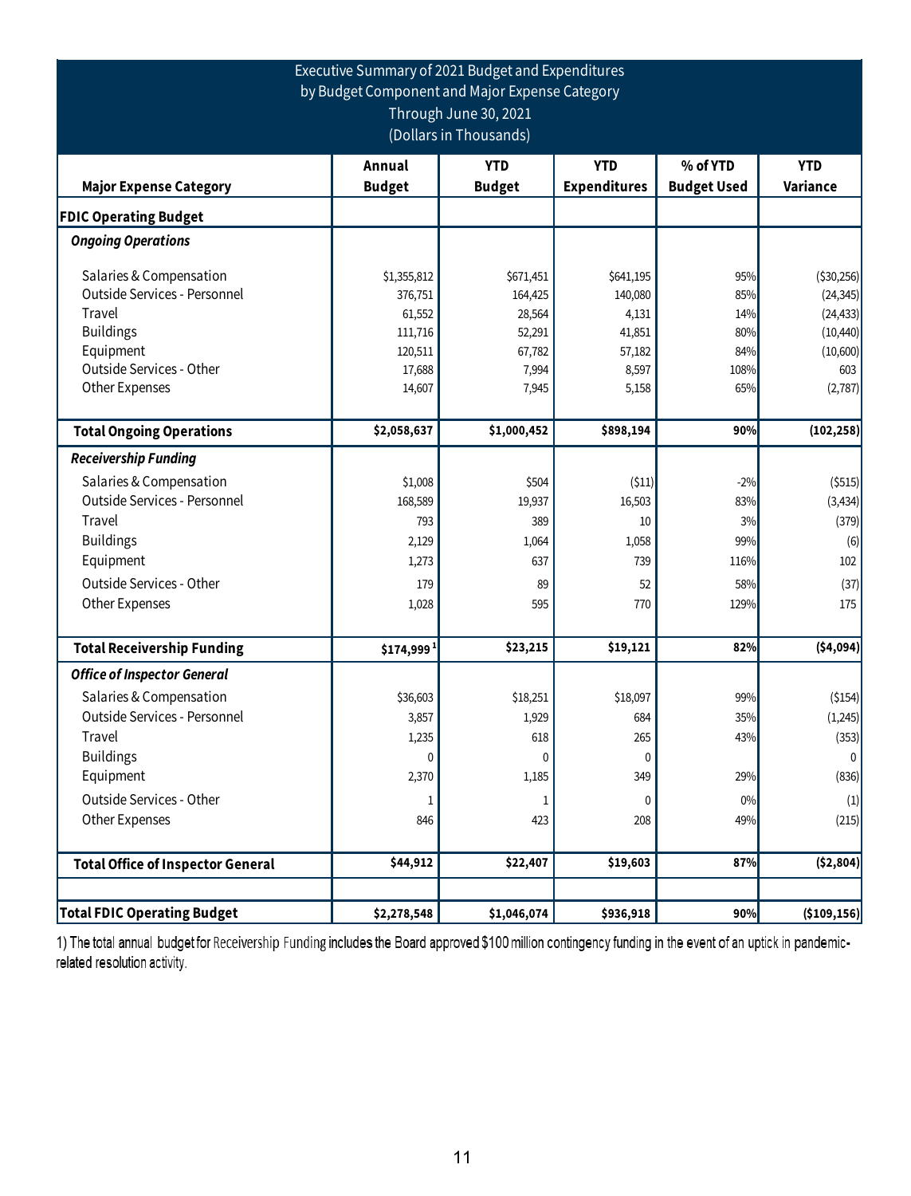## Executive Summary of 2021 Budget and Expenditures by Budget Component and Major Expense Category Through June 30, 2021 (Dollars in Thousands)

| Major Expense Category | Annual Budget | YTD Budget | YTD Expenditures | % of YTD Budget Used | YTD Variance |
|---|---|---|---|---|---|
| **FDIC Operating Budget** | | | | | |
| ***Ongoing Operations*** | | | | | |
| Salaries & Compensation | $1,355,812 | $671,451 | $641,195 | 95% | ($30,256) |
| Outside Services - Personnel | 376,751 | 164,425 | 140,080 | 85% | (24,345) |
| Travel | 61,552 | 28,564 | 4,131 | 14% | (24,433) |
| Buildings | 111,716 | 52,291 | 41,851 | 80% | (10,440) |
| Equipment | 120,511 | 67,782 | 57,182 | 84% | (10,600) |
| Outside Services - Other | 17,688 | 7,994 | 8,597 | 108% | 603 |
| Other Expenses | 14,607 | 7,945 | 5,158 | 65% | (2,787) |
| **Total Ongoing Operations** | **$2,058,637** | **$1,000,452** | **$898,194** | **90%** | **(102,258)** |
| ***Receivership Funding*** | | | | | |
| Salaries & Compensation | $1,008 | $504 | ($11) | -2% | ($515) |
| Outside Services - Personnel | 168,589 | 19,937 | 16,503 | 83% | (3,434) |
| Travel | 793 | 389 | 10 | 3% | (379) |
| Buildings | 2,129 | 1,064 | 1,058 | 99% | (6) |
| Equipment | 1,273 | 637 | 739 | 116% | 102 |
| Outside Services - Other | 179 | 89 | 52 | 58% | (37) |
| Other Expenses | 1,028 | 595 | 770 | 129% | 175 |
| **Total Receivership Funding** | **$174,999** [1] | **$23,215** | **$19,121** | **82%** | **($4,094)** |
| ***Office of Inspector General*** | | | | | |
| Salaries & Compensation | $36,603 | $18,251 | $18,097 | 99% | ($154) |
| Outside Services - Personnel | 3,857 | 1,929 | 684 | 35% | (1,245) |
| Travel | 1,235 | 618 | 265 | 43% | (353) |
| Buildings | 0 | 0 | 0 | | 0 |
| Equipment | 2,370 | 1,185 | 349 | 29% | (836) |
| Outside Services - Other | 1 | 1 | 0 | 0% | (1) |
| Other Expenses | 846 | 423 | 208 | 49% | (215) |
| **Total Office of Inspector General** | **$44,912** | **$22,407** | **$19,603** | **87%** | **($2,804)** |
| | | | | | |
| **Total FDIC Operating Budget** | **$2,278,548** | **$1,046,074** | **$936,918** | **90%** | **($109,156)** |

1) The total annual budget for Receivership Funding includes the Board approved $100 million contingency funding in the event of an uptick in pandemic-related resolution activity.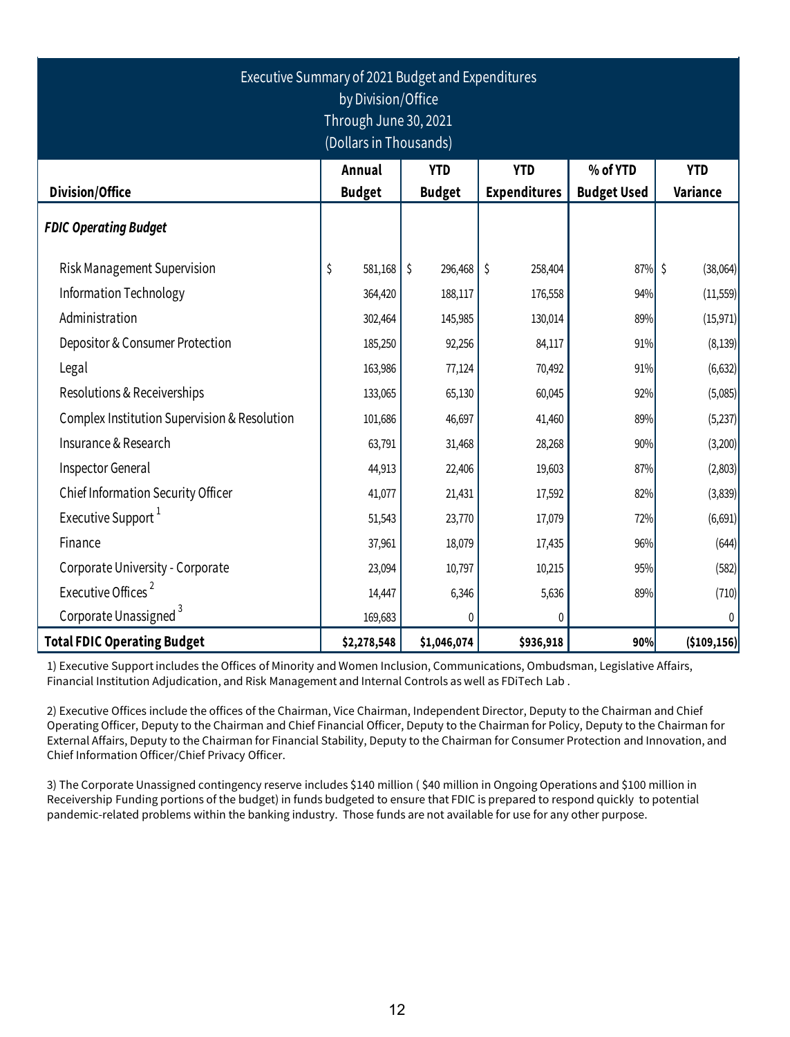# Executive Summary of 2021 Budget and Expenditures by Division/Office Through June 30, 2021 (Dollars in Thousands)

| Division/Office | Annual Budget | YTD Budget | YTD Expenditures | % of YTD Budget Used | YTD Variance |
|---|---|---|---|---|---|
| ***FDIC Operating Budget*** | | | | | |
| Risk Management Supervision | $ 581,168 | $ 296,468 | $ 258,404 | 87% | $ (38,064) |
| Information Technology | 364,420 | 188,117 | 176,558 | 94% | (11,559) |
| Administration | 302,464 | 145,985 | 130,014 | 89% | (15,971) |
| Depositor & Consumer Protection | 185,250 | 92,256 | 84,117 | 91% | (8,139) |
| Legal | 163,986 | 77,124 | 70,492 | 91% | (6,632) |
| Resolutions & Receiverships | 133,065 | 65,130 | 60,045 | 92% | (5,085) |
| Complex Institution Supervision & Resolution | 101,686 | 46,697 | 41,460 | 89% | (5,237) |
| Insurance & Research | 63,791 | 31,468 | 28,268 | 90% | (3,200) |
| Inspector General | 44,913 | 22,406 | 19,603 | 87% | (2,803) |
| Chief Information Security Officer | 41,077 | 21,431 | 17,592 | 82% | (3,839) |
| Executive Support [1] | 51,543 | 23,770 | 17,079 | 72% | (6,691) |
| Finance | 37,961 | 18,079 | 17,435 | 96% | (644) |
| Corporate University - Corporate | 23,094 | 10,797 | 10,215 | 95% | (582) |
| Executive Offices [2] | 14,447 | 6,346 | 5,636 | 89% | (710) |
| Corporate Unassigned [3] | 169,683 | 0 | 0 | | 0 |
| **Total FDIC Operating Budget** | **$2,278,548** | **$1,046,074** | **$936,918** | **90%** | **($109,156)** |

1) Executive Support includes the Offices of Minority and Women Inclusion, Communications, Ombudsman, Legislative Affairs, Financial Institution Adjudication, and Risk Management and Internal Controls as well as FDiTech Lab .

2) Executive Offices include the offices of the Chairman, Vice Chairman, Independent Director, Deputy to the Chairman and Chief Operating Officer, Deputy to the Chairman and Chief Financial Officer, Deputy to the Chairman for Policy, Deputy to the Chairman for External Affairs, Deputy to the Chairman for Financial Stability, Deputy to the Chairman for Consumer Protection and Innovation, and Chief Information Officer/Chief Privacy Officer.

3) The Corporate Unassigned contingency reserve includes $140 million ( $40 million in Ongoing Operations and $100 million in Receivership Funding portions of the budget) in funds budgeted to ensure that FDIC is prepared to respond quickly to potential pandemic-related problems within the banking industry. Those funds are not available for use for any other purpose.